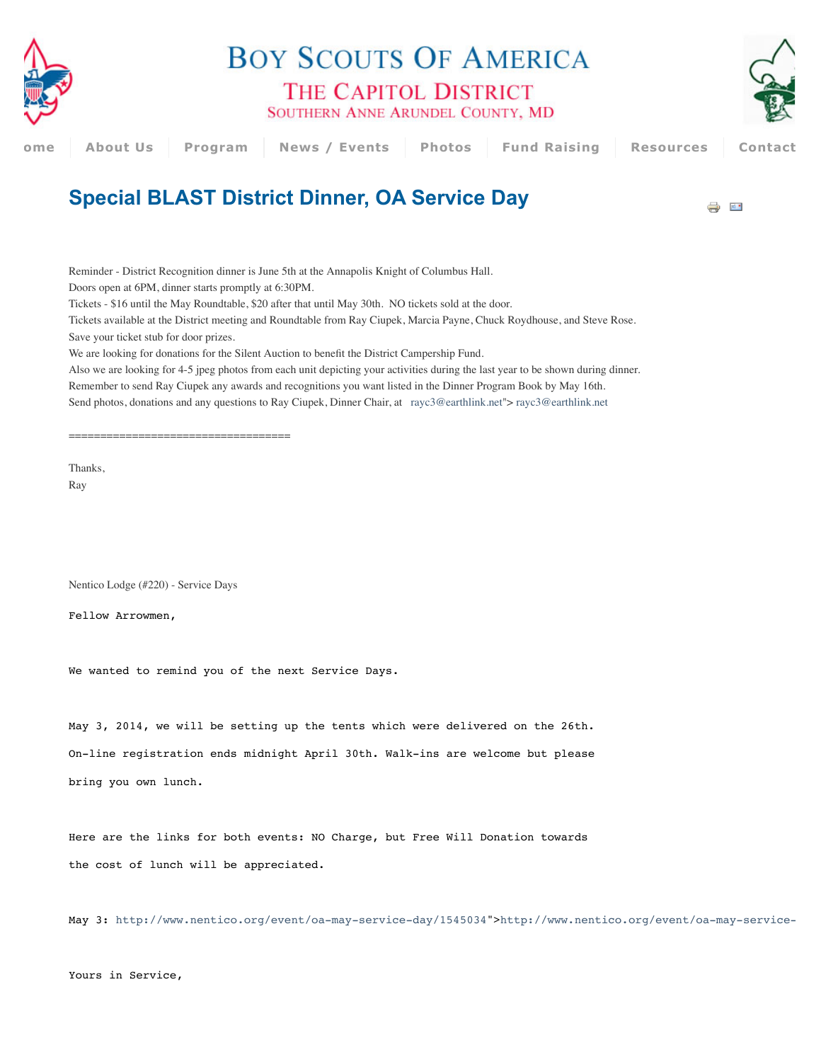# Boy Scouts Of America

## The Capitol District

Southern Anne Arundel County, MD

ome | About Us | Program | News / Events | Photos | Fund Raising | Resources | Contact

## Special BLAST District Dinner, OA Service Day

Reminder - District Recognition dinner is June 5th at the Annapolis Knight of Columbus Hall.
Doors open at 6PM, dinner starts promptly at 6:30PM.
Tickets - $16 until the May Roundtable, $20 after that until May 30th. NO tickets sold at the door.
Tickets available at the District meeting and Roundtable from Ray Ciupek, Marcia Payne, Chuck Roydhouse, and Steve Rose.
Save your ticket stub for door prizes.
We are looking for donations for the Silent Auction to benefit the District Campership Fund.
Also we are looking for 4-5 jpeg photos from each unit depicting your activities during the last year to be shown during dinner.
Remember to send Ray Ciupek any awards and recognitions you want listed in the Dinner Program Book by May 16th.
Send photos, donations and any questions to Ray Ciupek, Dinner Chair, at rayc3@earthlink.net"> rayc3@earthlink.net

===================================

Thanks,
Ray

Nentico Lodge (#220) - Service Days

```
Fellow Arrowmen,

We wanted to remind you of the next Service Days.

May 3, 2014, we will be setting up the tents which were delivered on the 26th.
On-line registration ends midnight April 30th. Walk-ins are welcome but please
bring you own lunch.

Here are the links for both events: NO Charge, but Free Will Donation towards
the cost of lunch will be appreciated.

May 3: http://www.nentico.org/event/oa-may-service-day/1545034">http://www.nentico.org/event/oa-may-service-

Yours in Service,
```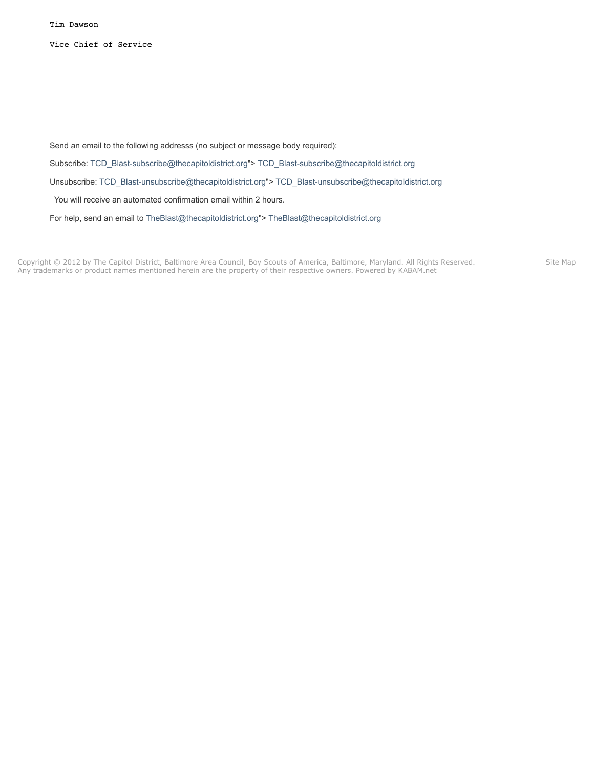Tim Dawson

Vice Chief of Service

Send an email to the following addresss (no subject or message body required):

Subscribe: TCD_Blast-subscribe@thecapitoldistrict.org"> TCD_Blast-subscribe@thecapitoldistrict.org

Unsubscribe: TCD_Blast-unsubscribe@thecapitoldistrict.org"> TCD_Blast-unsubscribe@thecapitoldistrict.org

You will receive an automated confirmation email within 2 hours.

For help, send an email to TheBlast@thecapitoldistrict.org"> TheBlast@thecapitoldistrict.org

Copyright © 2012 by The Capitol District, Baltimore Area Council, Boy Scouts of America, Baltimore, Maryland. All Rights Reserved. Any trademarks or product names mentioned herein are the property of their respective owners. Powered by KABAM.net

Site Map